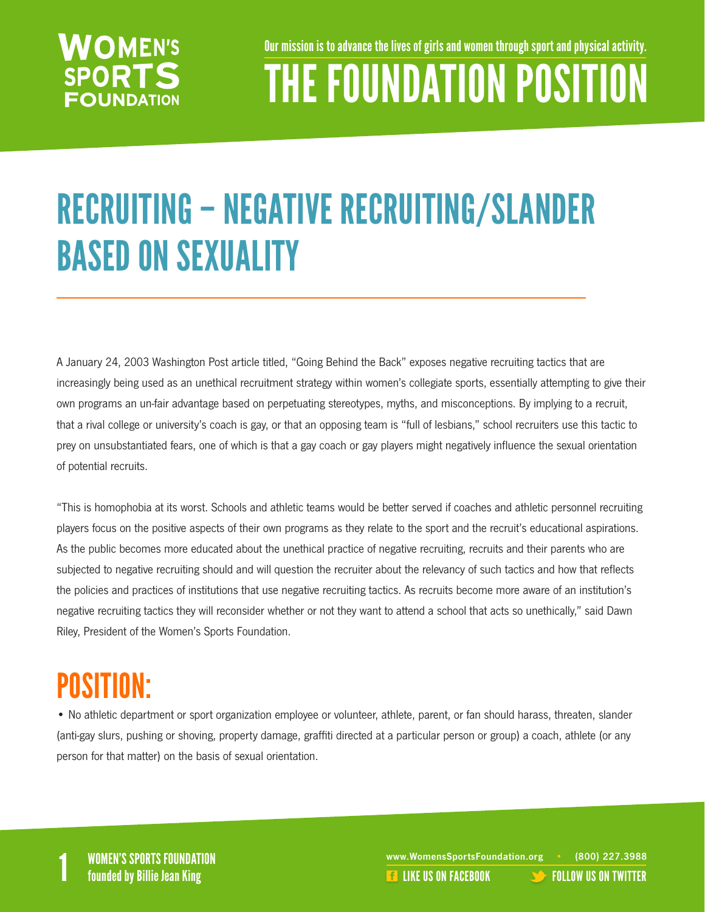# THE FOUNDATION POSITION

Our mission is to advance the lives of girls and women through sport and physical activity.

## RECRUITING – NEGATIVE RECRUITING/SLANDER BASED ON SEXUALITY

A January 24, 2003 Washington Post article titled, "Going Behind the Back" exposes negative recruiting tactics that are increasingly being used as an unethical recruitment strategy within women's collegiate sports, essentially attempting to give their own programs an un-fair advantage based on perpetuating stereotypes, myths, and misconceptions. By implying to a recruit, that a rival college or university's coach is gay, or that an opposing team is "full of lesbians," school recruiters use this tactic to prey on unsubstantiated fears, one of which is that a gay coach or gay players might negatively influence the sexual orientation of potential recruits.

"This is homophobia at its worst. Schools and athletic teams would be better served if coaches and athletic personnel recruiting players focus on the positive aspects of their own programs as they relate to the sport and the recruit's educational aspirations. As the public becomes more educated about the unethical practice of negative recruiting, recruits and their parents who are subjected to negative recruiting should and will question the recruiter about the relevancy of such tactics and how that reflects the policies and practices of institutions that use negative recruiting tactics. As recruits become more aware of an institution's negative recruiting tactics they will reconsider whether or not they want to attend a school that acts so unethically," said Dawn Riley, President of the Women's Sports Foundation.

## POSITION:

- No athletic department or sport organization employee or volunteer, athlete, parent, or fan should harass, threaten, slander (anti-gay slurs, pushing or shoving, property damage, graffiti directed at a particular person or group) a coach, athlete (or any person for that matter) on the basis of sexual orientation.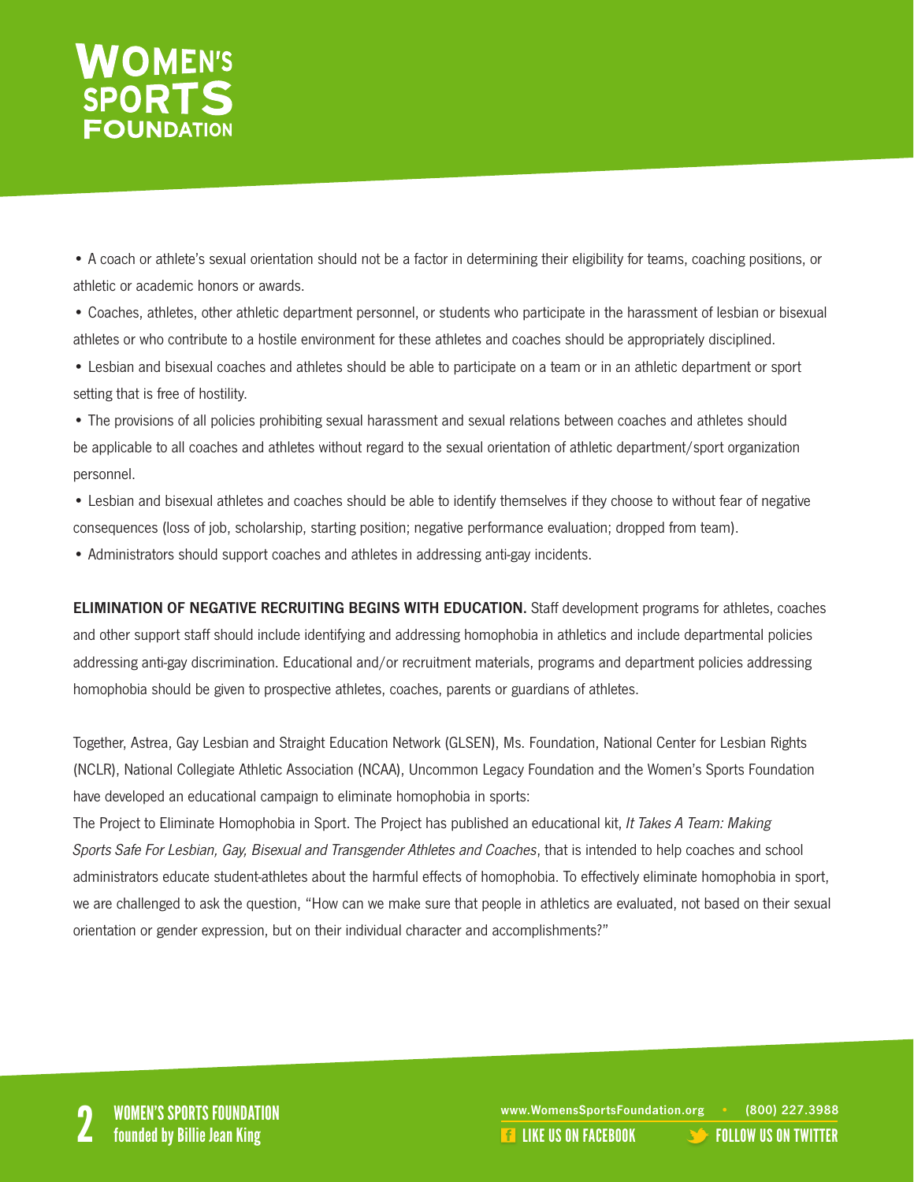- A coach or athlete's sexual orientation should not be a factor in determining their eligibility for teams, coaching positions, or athletic or academic honors or awards.
- Coaches, athletes, other athletic department personnel, or students who participate in the harassment of lesbian or bisexual athletes or who contribute to a hostile environment for these athletes and coaches should be appropriately disciplined.
- Lesbian and bisexual coaches and athletes should be able to participate on a team or in an athletic department or sport setting that is free of hostility.
- The provisions of all policies prohibiting sexual harassment and sexual relations between coaches and athletes should be applicable to all coaches and athletes without regard to the sexual orientation of athletic department/sport organization personnel.
- Lesbian and bisexual athletes and coaches should be able to identify themselves if they choose to without fear of negative consequences (loss of job, scholarship, starting position; negative performance evaluation; dropped from team).
- Administrators should support coaches and athletes in addressing anti-gay incidents.

**ELIMINATION OF NEGATIVE RECRUITING BEGINS WITH EDUCATION.** Staff development programs for athletes, coaches and other support staff should include identifying and addressing homophobia in athletics and include departmental policies addressing anti-gay discrimination. Educational and/or recruitment materials, programs and department policies addressing homophobia should be given to prospective athletes, coaches, parents or guardians of athletes.

Together, Astrea, Gay Lesbian and Straight Education Network (GLSEN), Ms. Foundation, National Center for Lesbian Rights (NCLR), National Collegiate Athletic Association (NCAA), Uncommon Legacy Foundation and the Women's Sports Foundation have developed an educational campaign to eliminate homophobia in sports:
The Project to Eliminate Homophobia in Sport. The Project has published an educational kit, *It Takes A Team: Making Sports Safe For Lesbian, Gay, Bisexual and Transgender Athletes and Coaches*, that is intended to help coaches and school administrators educate student-athletes about the harmful effects of homophobia. To effectively eliminate homophobia in sport, we are challenged to ask the question, "How can we make sure that people in athletics are evaluated, not based on their sexual orientation or gender expression, but on their individual character and accomplishments?"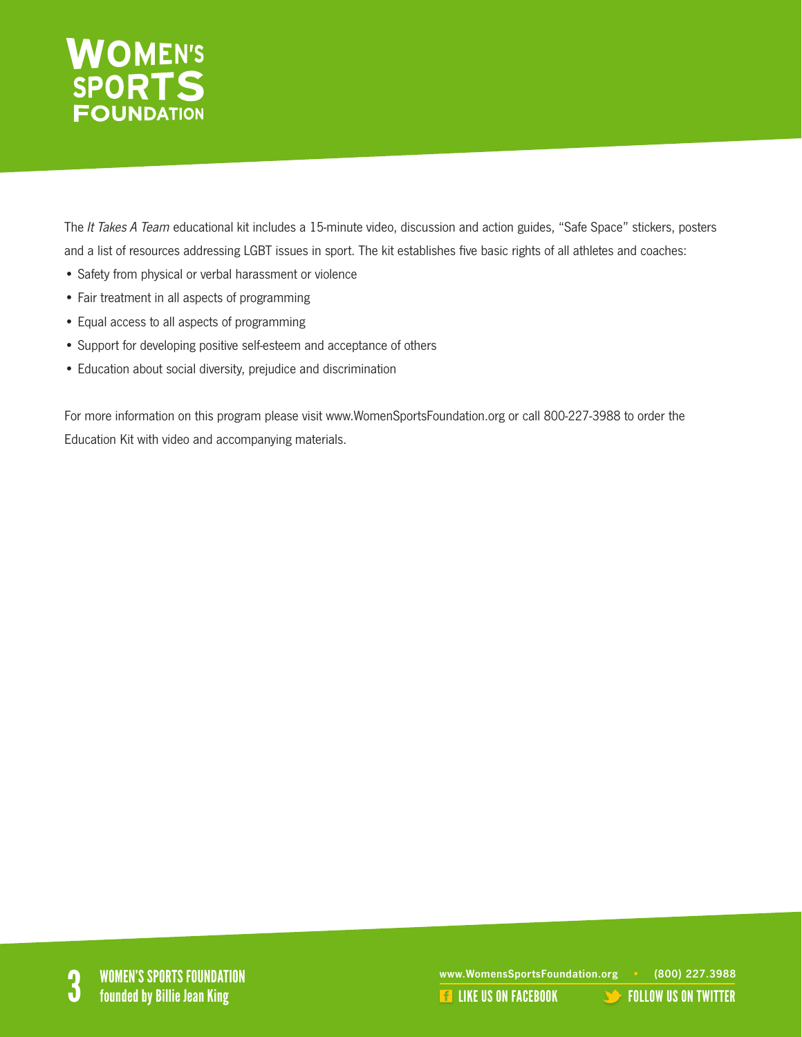The *It Takes A Team* educational kit includes a 15-minute video, discussion and action guides, "Safe Space" stickers, posters and a list of resources addressing LGBT issues in sport. The kit establishes five basic rights of all athletes and coaches:

- Safety from physical or verbal harassment or violence
- Fair treatment in all aspects of programming
- Equal access to all aspects of programming
- Support for developing positive self-esteem and acceptance of others
- Education about social diversity, prejudice and discrimination

For more information on this program please visit www.WomenSportsFoundation.org or call 800-227-3988 to order the Education Kit with video and accompanying materials.